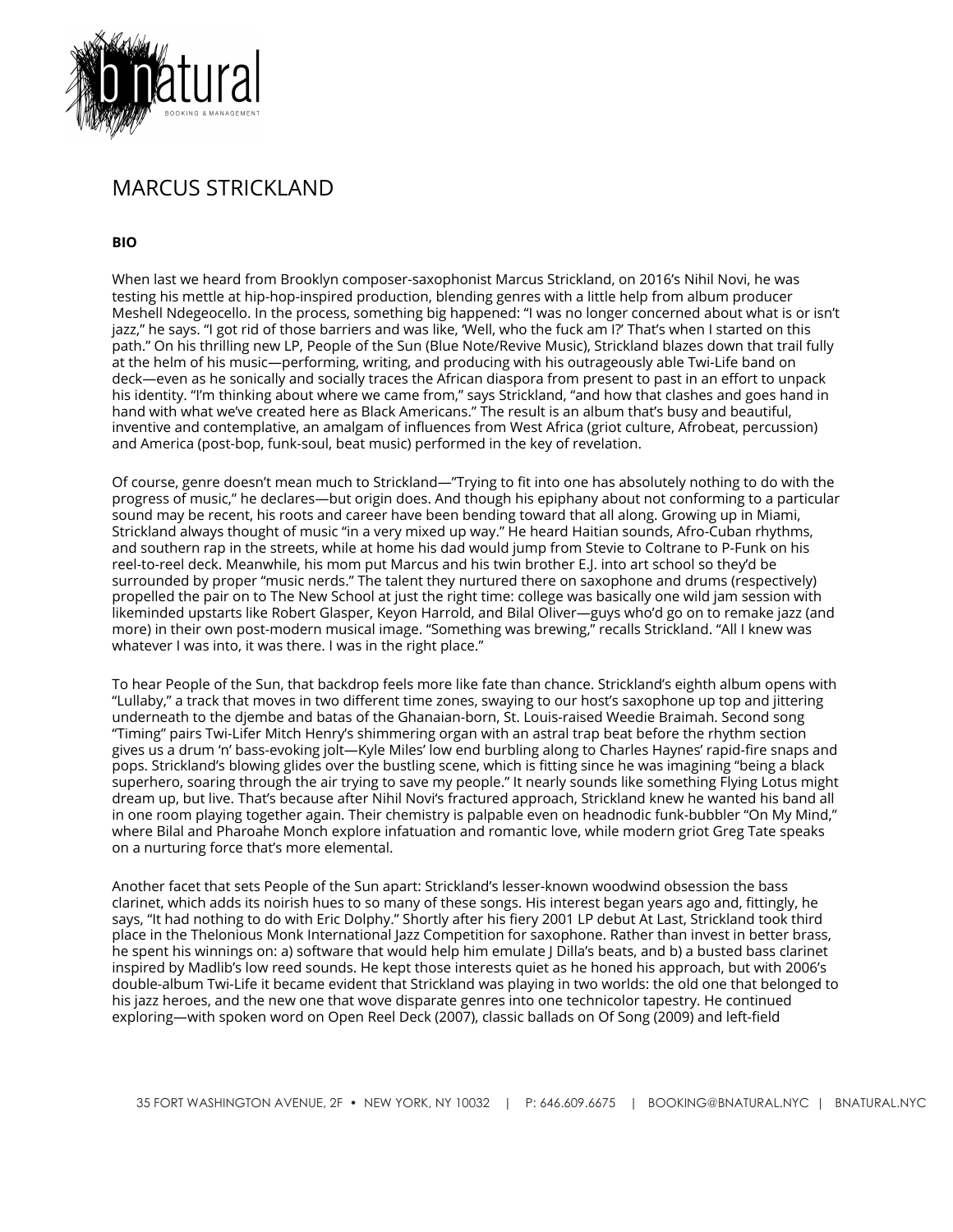# MARCUS STRICKLAND

**BIO**

When last we heard from Brooklyn composer-saxophonist Marcus Strickland, on 2016's Nihil Novi, he was testing his mettle at hip-hop-inspired production, blending genres with a little help from album producer Meshell Ndegeocello. In the process, something big happened: "I was no longer concerned about what is or isn't jazz," he says. "I got rid of those barriers and was like, 'Well, who the fuck am I?' That's when I started on this path." On his thrilling new LP, People of the Sun (Blue Note/Revive Music), Strickland blazes down that trail fully at the helm of his music—performing, writing, and producing with his outrageously able Twi-Life band on deck—even as he sonically and socially traces the African diaspora from present to past in an effort to unpack his identity. "I'm thinking about where we came from," says Strickland, "and how that clashes and goes hand in hand with what we've created here as Black Americans." The result is an album that's busy and beautiful, inventive and contemplative, an amalgam of influences from West Africa (griot culture, Afrobeat, percussion) and America (post-bop, funk-soul, beat music) performed in the key of revelation.

Of course, genre doesn't mean much to Strickland—"Trying to fit into one has absolutely nothing to do with the progress of music," he declares—but origin does. And though his epiphany about not conforming to a particular sound may be recent, his roots and career have been bending toward that all along. Growing up in Miami, Strickland always thought of music "in a very mixed up way." He heard Haitian sounds, Afro-Cuban rhythms, and southern rap in the streets, while at home his dad would jump from Stevie to Coltrane to P-Funk on his reel-to-reel deck. Meanwhile, his mom put Marcus and his twin brother E.J. into art school so they'd be surrounded by proper "music nerds." The talent they nurtured there on saxophone and drums (respectively) propelled the pair on to The New School at just the right time: college was basically one wild jam session with likeminded upstarts like Robert Glasper, Keyon Harrold, and Bilal Oliver—guys who'd go on to remake jazz (and more) in their own post-modern musical image. "Something was brewing," recalls Strickland. "All I knew was whatever I was into, it was there. I was in the right place."

To hear People of the Sun, that backdrop feels more like fate than chance. Strickland's eighth album opens with "Lullaby," a track that moves in two different time zones, swaying to our host's saxophone up top and jittering underneath to the djembe and batas of the Ghanaian-born, St. Louis-raised Weedie Braimah. Second song "Timing" pairs Twi-Lifer Mitch Henry's shimmering organ with an astral trap beat before the rhythm section gives us a drum 'n' bass-evoking jolt—Kyle Miles' low end burbling along to Charles Haynes' rapid-fire snaps and pops. Strickland's blowing glides over the bustling scene, which is fitting since he was imagining "being a black superhero, soaring through the air trying to save my people." It nearly sounds like something Flying Lotus might dream up, but live. That's because after Nihil Novi's fractured approach, Strickland knew he wanted his band all in one room playing together again. Their chemistry is palpable even on headnodic funk-bubbler "On My Mind," where Bilal and Pharoahe Monch explore infatuation and romantic love, while modern griot Greg Tate speaks on a nurturing force that's more elemental.

Another facet that sets People of the Sun apart: Strickland's lesser-known woodwind obsession the bass clarinet, which adds its noirish hues to so many of these songs. His interest began years ago and, fittingly, he says, "It had nothing to do with Eric Dolphy." Shortly after his fiery 2001 LP debut At Last, Strickland took third place in the Thelonious Monk International Jazz Competition for saxophone. Rather than invest in better brass, he spent his winnings on: a) software that would help him emulate J Dilla's beats, and b) a busted bass clarinet inspired by Madlib's low reed sounds. He kept those interests quiet as he honed his approach, but with 2006's double-album Twi-Life it became evident that Strickland was playing in two worlds: the old one that belonged to his jazz heroes, and the new one that wove disparate genres into one technicolor tapestry. He continued exploring—with spoken word on Open Reel Deck (2007), classic ballads on Of Song (2009) and left-field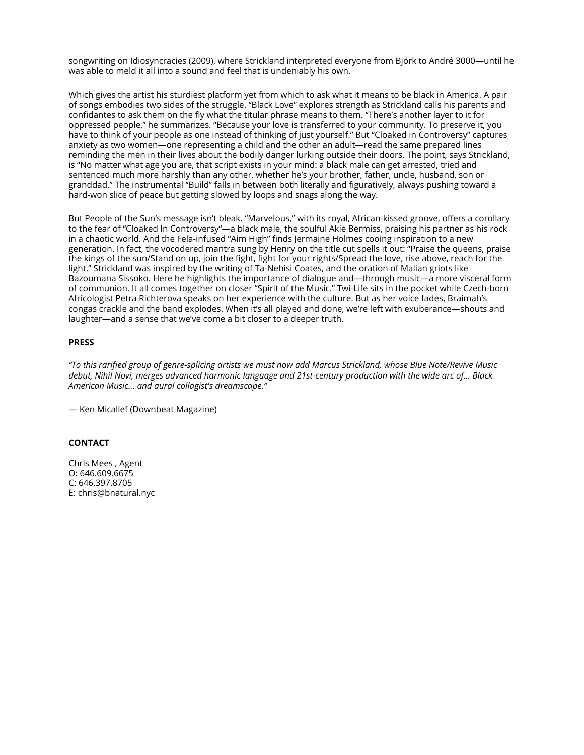songwriting on Idiosyncracies (2009), where Strickland interpreted everyone from Björk to André 3000—until he was able to meld it all into a sound and feel that is undeniably his own.

Which gives the artist his sturdiest platform yet from which to ask what it means to be black in America. A pair of songs embodies two sides of the struggle. "Black Love" explores strength as Strickland calls his parents and confidantes to ask them on the fly what the titular phrase means to them. "There's another layer to it for oppressed people," he summarizes. "Because your love is transferred to your community. To preserve it, you have to think of your people as one instead of thinking of just yourself." But "Cloaked in Controversy" captures anxiety as two women—one representing a child and the other an adult—read the same prepared lines reminding the men in their lives about the bodily danger lurking outside their doors. The point, says Strickland, is "No matter what age you are, that script exists in your mind: a black male can get arrested, tried and sentenced much more harshly than any other, whether he's your brother, father, uncle, husband, son or granddad." The instrumental "Build" falls in between both literally and figuratively, always pushing toward a hard-won slice of peace but getting slowed by loops and snags along the way.

But People of the Sun's message isn't bleak. "Marvelous," with its royal, African-kissed groove, offers a corollary to the fear of "Cloaked In Controversy"—a black male, the soulful Akie Bermiss, praising his partner as his rock in a chaotic world. And the Fela-infused "Aim High" finds Jermaine Holmes cooing inspiration to a new generation. In fact, the vocodered mantra sung by Henry on the title cut spells it out: "Praise the queens, praise the kings of the sun/Stand on up, join the fight, fight for your rights/Spread the love, rise above, reach for the light." Strickland was inspired by the writing of Ta-Nehisi Coates, and the oration of Malian griots like Bazoumana Sissoko. Here he highlights the importance of dialogue and—through music—a more visceral form of communion. It all comes together on closer "Spirit of the Music." Twi-Life sits in the pocket while Czech-born Africologist Petra Richterova speaks on her experience with the culture. But as her voice fades, Braimah's congas crackle and the band explodes. When it's all played and done, we're left with exuberance—shouts and laughter—and a sense that we've come a bit closer to a deeper truth.

**PRESS**

*"To this rarified group of genre-splicing artists we must now add Marcus Strickland, whose Blue Note/Revive Music debut, Nihil Novi, merges advanced harmonic language and 21st-century production with the wide arc of... Black American Music... and aural collagist's dreamscape."*

— Ken Micallef (Downbeat Magazine)

**CONTACT**

Chris Mees , Agent
O: 646.609.6675
C: 646.397.8705
E: chris@bnatural.nyc